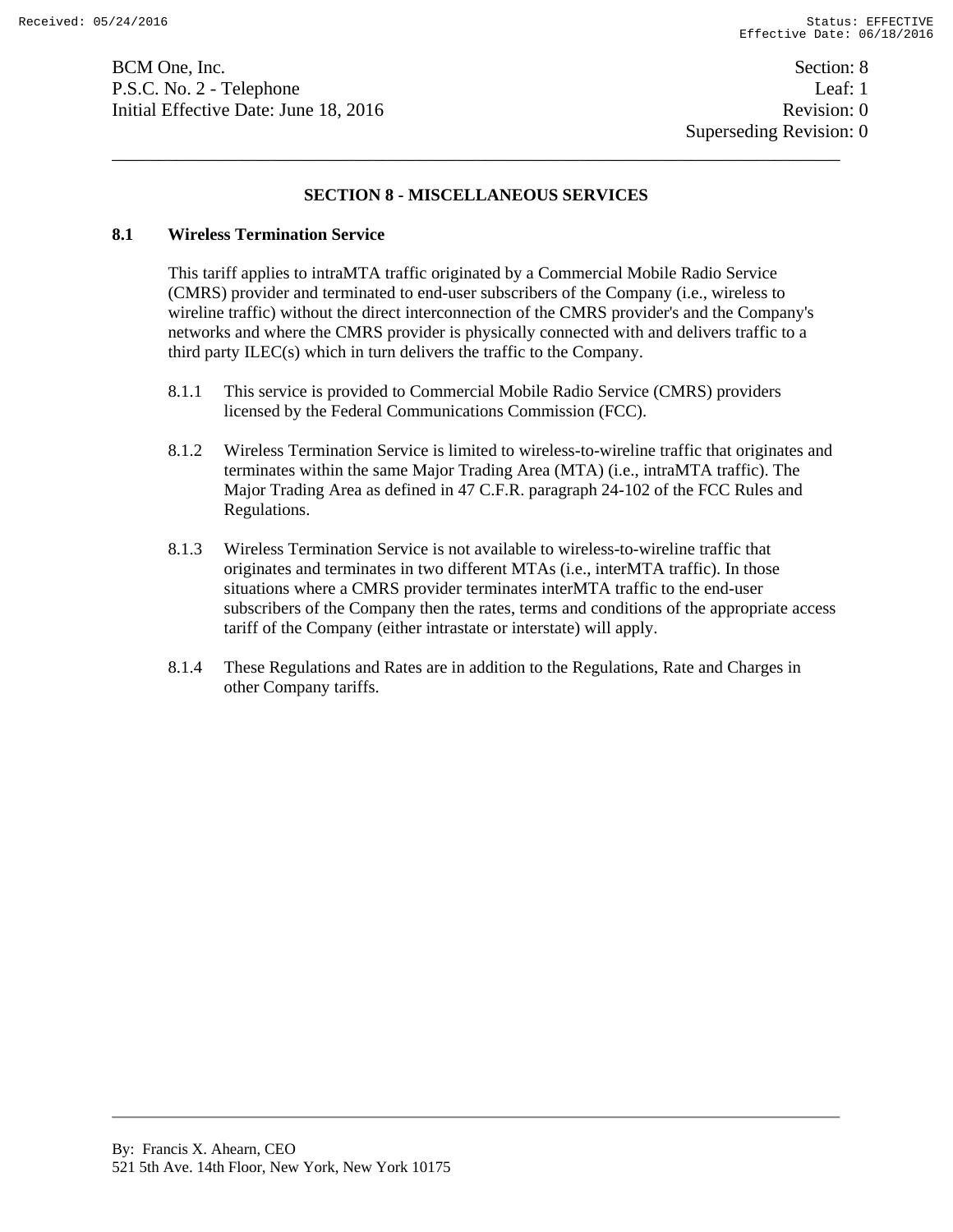## SECTION 8 - MISCELLANEOUS SERVICES

### 8.1 Wireless Termination Service

This tariff applies to intraMTA traffic originated by a Commercial Mobile Radio Service (CMRS) provider and terminated to end-user subscribers of the Company (i.e., wireless to wireline traffic) without the direct interconnection of the CMRS provider's and the Company's networks and where the CMRS provider is physically connected with and delivers traffic to a third party ILEC(s) which in turn delivers the traffic to the Company.

8.1.1 This service is provided to Commercial Mobile Radio Service (CMRS) providers licensed by the Federal Communications Commission (FCC).

8.1.2 Wireless Termination Service is limited to wireless-to-wireline traffic that originates and terminates within the same Major Trading Area (MTA) (i.e., intraMTA traffic). The Major Trading Area as defined in 47 C.F.R. paragraph 24-102 of the FCC Rules and Regulations.

8.1.3 Wireless Termination Service is not available to wireless-to-wireline traffic that originates and terminates in two different MTAs (i.e., interMTA traffic). In those situations where a CMRS provider terminates interMTA traffic to the end-user subscribers of the Company then the rates, terms and conditions of the appropriate access tariff of the Company (either intrastate or interstate) will apply.

8.1.4 These Regulations and Rates are in addition to the Regulations, Rate and Charges in other Company tariffs.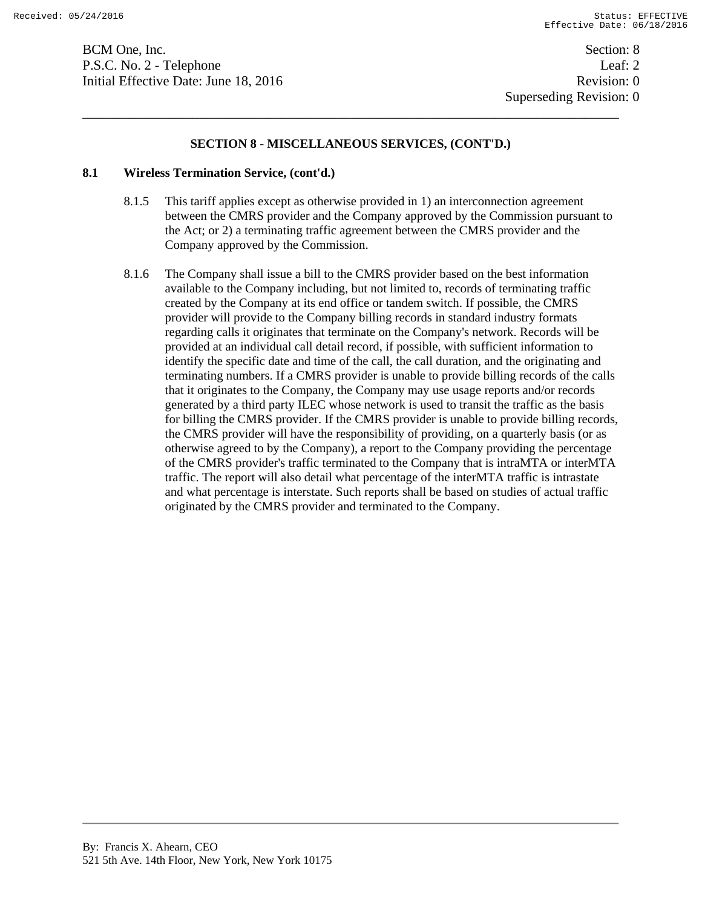## SECTION 8 - MISCELLANEOUS SERVICES, (CONT'D.)

### 8.1 Wireless Termination Service, (cont'd.)

8.1.5 This tariff applies except as otherwise provided in 1) an interconnection agreement between the CMRS provider and the Company approved by the Commission pursuant to the Act; or 2) a terminating traffic agreement between the CMRS provider and the Company approved by the Commission.

8.1.6 The Company shall issue a bill to the CMRS provider based on the best information available to the Company including, but not limited to, records of terminating traffic created by the Company at its end office or tandem switch. If possible, the CMRS provider will provide to the Company billing records in standard industry formats regarding calls it originates that terminate on the Company's network. Records will be provided at an individual call detail record, if possible, with sufficient information to identify the specific date and time of the call, the call duration, and the originating and terminating numbers. If a CMRS provider is unable to provide billing records of the calls that it originates to the Company, the Company may use usage reports and/or records generated by a third party ILEC whose network is used to transit the traffic as the basis for billing the CMRS provider. If the CMRS provider is unable to provide billing records, the CMRS provider will have the responsibility of providing, on a quarterly basis (or as otherwise agreed to by the Company), a report to the Company providing the percentage of the CMRS provider's traffic terminated to the Company that is intraMTA or interMTA traffic. The report will also detail what percentage of the interMTA traffic is intrastate and what percentage is interstate. Such reports shall be based on studies of actual traffic originated by the CMRS provider and terminated to the Company.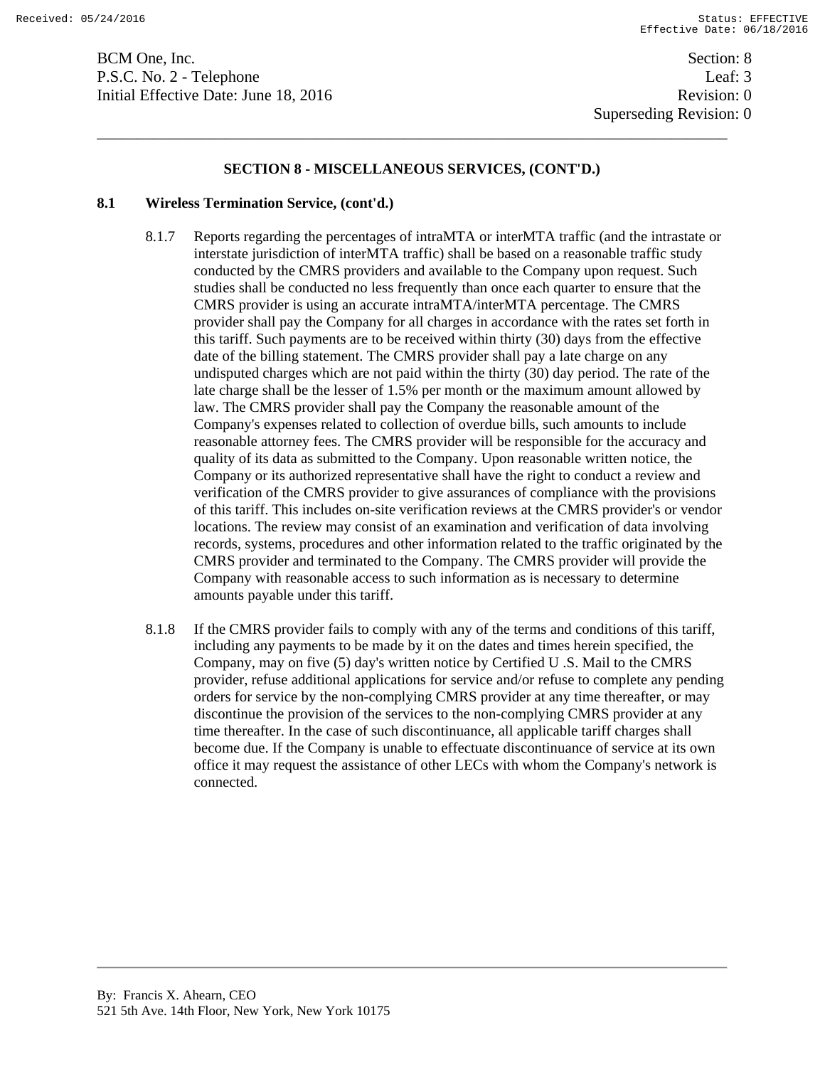## SECTION 8 - MISCELLANEOUS SERVICES, (CONT'D.)

### 8.1 Wireless Termination Service, (cont'd.)

8.1.7 Reports regarding the percentages of intraMTA or interMTA traffic (and the intrastate or interstate jurisdiction of interMTA traffic) shall be based on a reasonable traffic study conducted by the CMRS providers and available to the Company upon request. Such studies shall be conducted no less frequently than once each quarter to ensure that the CMRS provider is using an accurate intraMTA/interMTA percentage. The CMRS provider shall pay the Company for all charges in accordance with the rates set forth in this tariff. Such payments are to be received within thirty (30) days from the effective date of the billing statement. The CMRS provider shall pay a late charge on any undisputed charges which are not paid within the thirty (30) day period. The rate of the late charge shall be the lesser of 1.5% per month or the maximum amount allowed by law. The CMRS provider shall pay the Company the reasonable amount of the Company's expenses related to collection of overdue bills, such amounts to include reasonable attorney fees. The CMRS provider will be responsible for the accuracy and quality of its data as submitted to the Company. Upon reasonable written notice, the Company or its authorized representative shall have the right to conduct a review and verification of the CMRS provider to give assurances of compliance with the provisions of this tariff. This includes on-site verification reviews at the CMRS provider's or vendor locations. The review may consist of an examination and verification of data involving records, systems, procedures and other information related to the traffic originated by the CMRS provider and terminated to the Company. The CMRS provider will provide the Company with reasonable access to such information as is necessary to determine amounts payable under this tariff.

8.1.8 If the CMRS provider fails to comply with any of the terms and conditions of this tariff, including any payments to be made by it on the dates and times herein specified, the Company, may on five (5) day's written notice by Certified U .S. Mail to the CMRS provider, refuse additional applications for service and/or refuse to complete any pending orders for service by the non-complying CMRS provider at any time thereafter, or may discontinue the provision of the services to the non-complying CMRS provider at any time thereafter. In the case of such discontinuance, all applicable tariff charges shall become due. If the Company is unable to effectuate discontinuance of service at its own office it may request the assistance of other LECs with whom the Company's network is connected.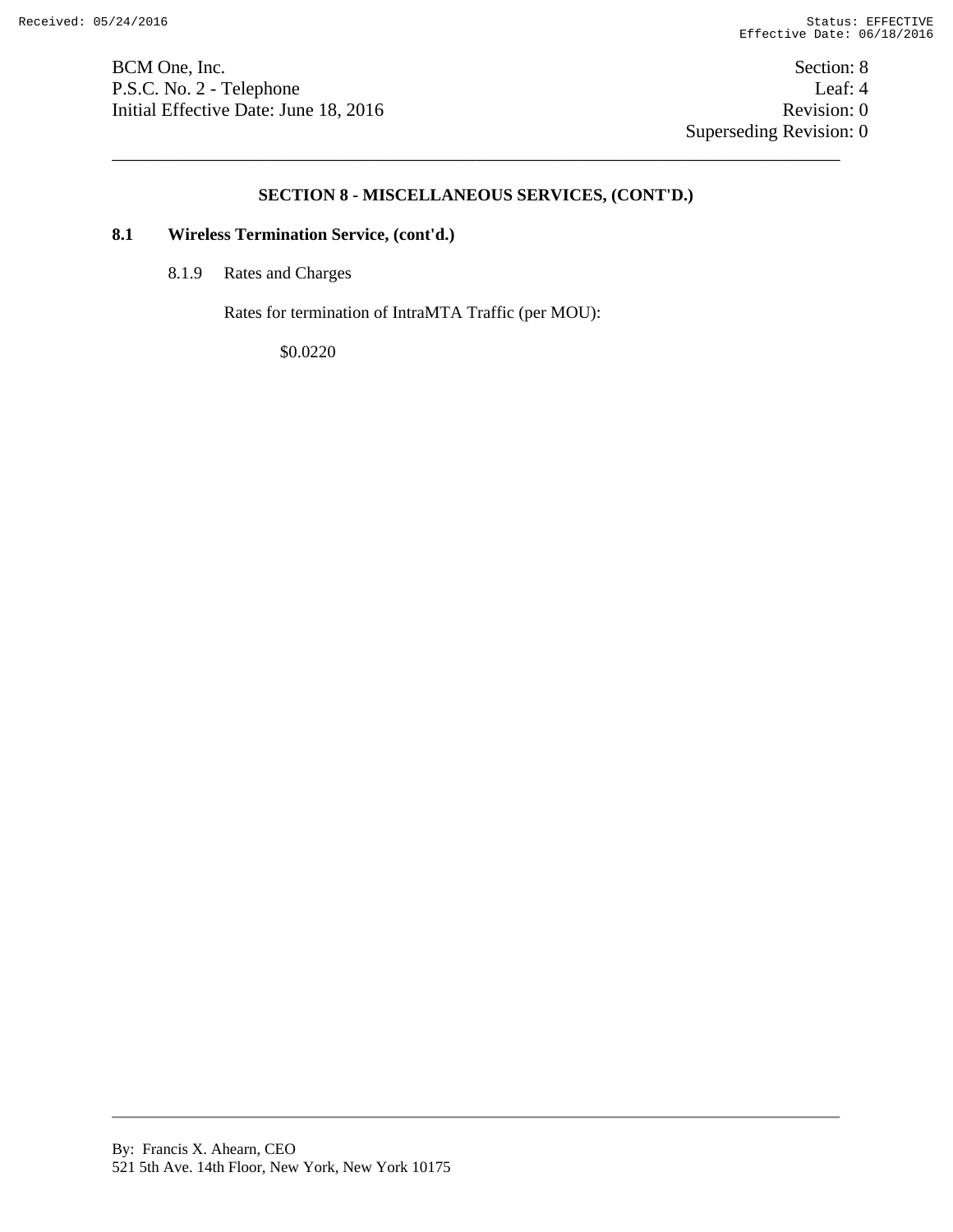## SECTION 8 - MISCELLANEOUS SERVICES, (CONT'D.)

### 8.1 Wireless Termination Service, (cont'd.)

8.1.9 Rates and Charges

Rates for termination of IntraMTA Traffic (per MOU):

$0.0220